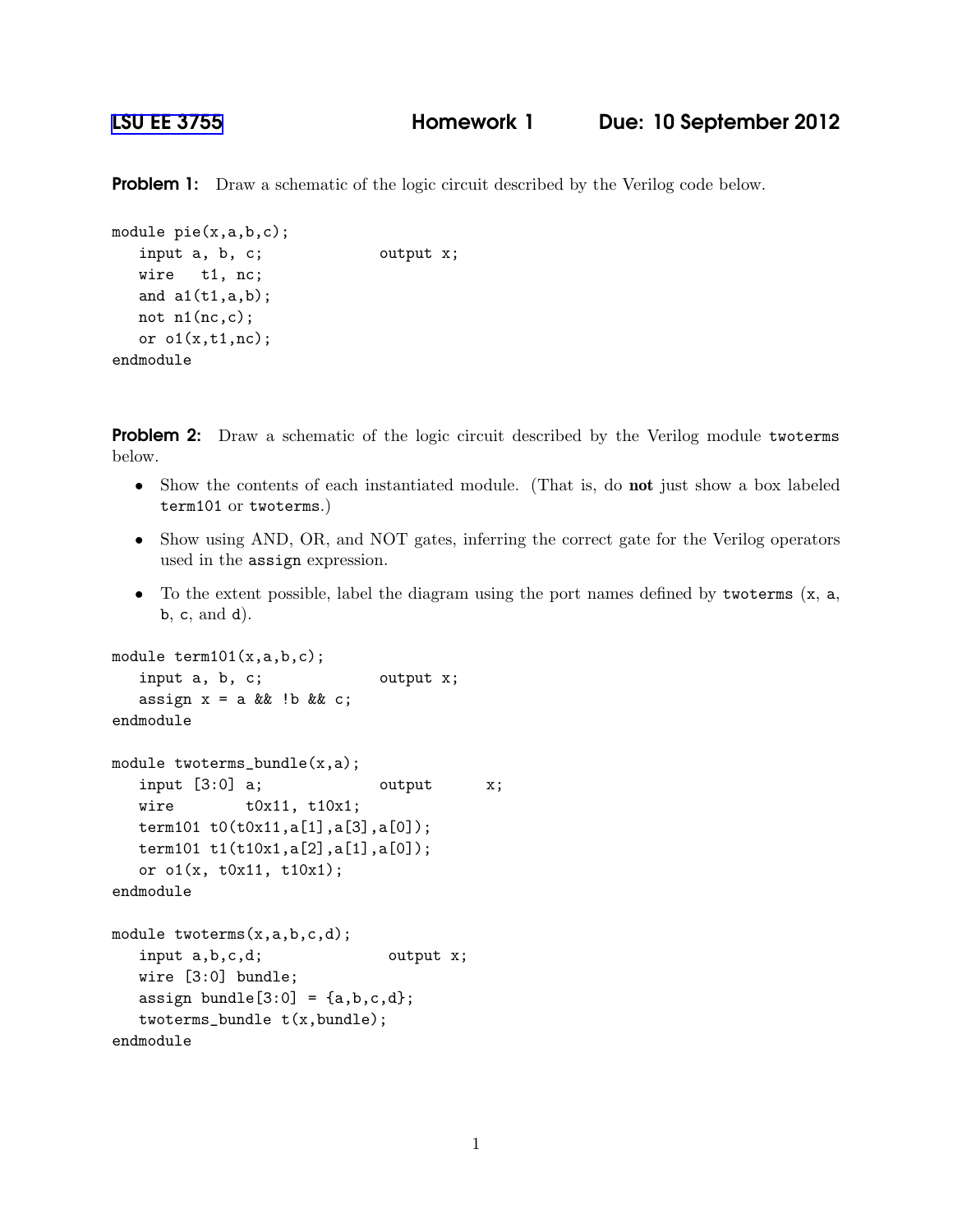LSU EE 3755 **Homework 1** **Due: 10 September 2012**

**Problem 1:** Draw a schematic of the logic circuit described by the Verilog code below.

```
module pie(x,a,b,c);
   input a, b, c;             output x;
   wire   t1, nc;
   and a1(t1,a,b);
   not n1(nc,c);
   or o1(x,t1,nc);
endmodule
```

**Problem 2:** Draw a schematic of the logic circuit described by the Verilog module `twoterms` below.

- Show the contents of each instantiated module. (That is, do **not** just show a box labeled `term101` or `twoterms`.)
- Show using AND, OR, and NOT gates, inferring the correct gate for the Verilog operators used in the `assign` expression.
- To the extent possible, label the diagram using the port names defined by `twoterms` (`x`, `a`, `b`, `c`, and `d`).

```
module term101(x,a,b,c);
   input a, b, c;             output x;
   assign x = a && !b && c;
endmodule

module twoterms_bundle(x,a);
   input [3:0] a;             output      x;
   wire       t0x11, t10x1;
   term101 t0(t0x11,a[1],a[3],a[0]);
   term101 t1(t10x1,a[2],a[1],a[0]);
   or o1(x, t0x11, t10x1);
endmodule

module twoterms(x,a,b,c,d);
   input a,b,c,d;              output x;
   wire [3:0] bundle;
   assign bundle[3:0] = {a,b,c,d};
   twoterms_bundle t(x,bundle);
endmodule
```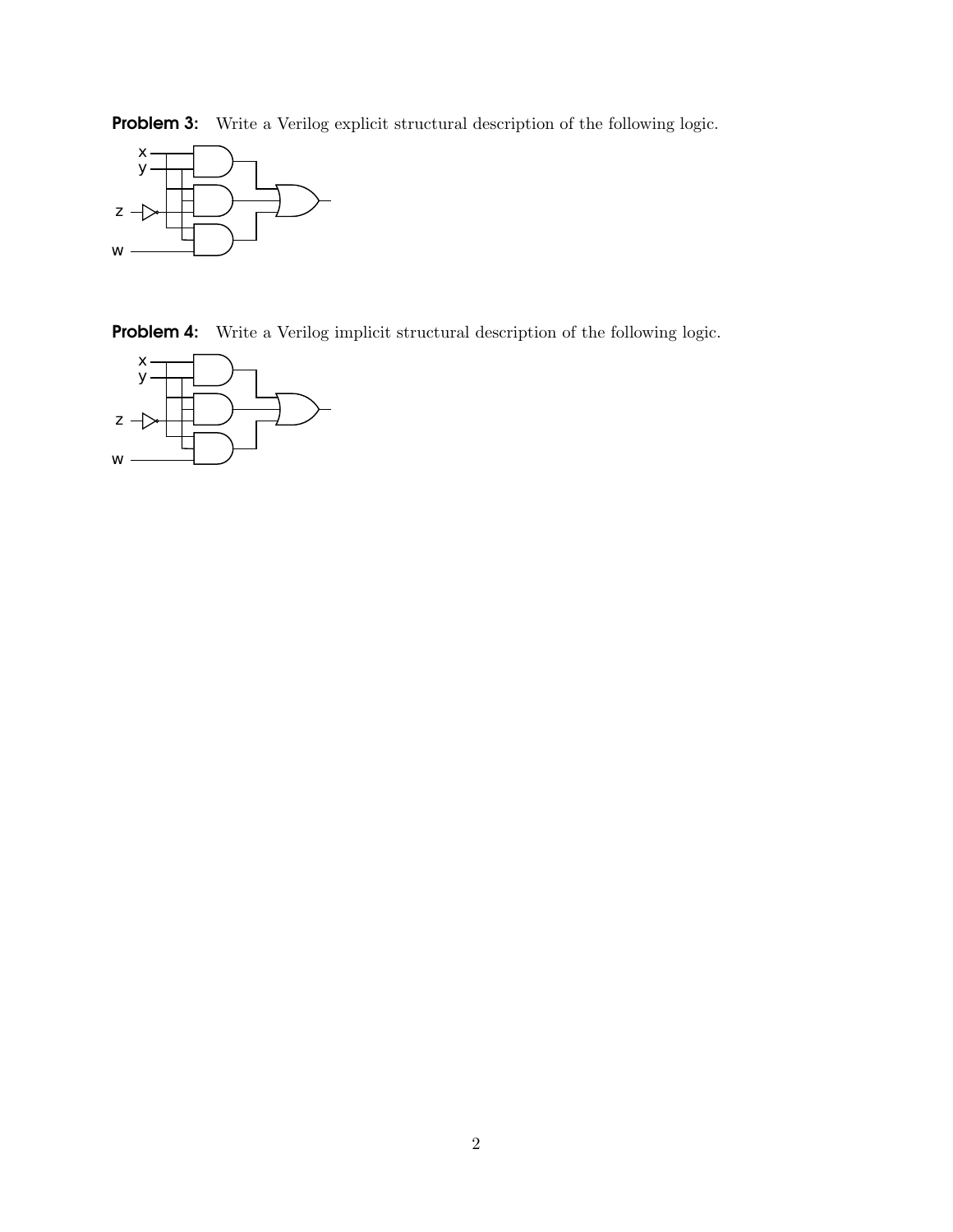**Problem 3:** Write a Verilog explicit structural description of the following logic.

x
y
z
w

**Problem 4:** Write a Verilog implicit structural description of the following logic.

x
y
z
w